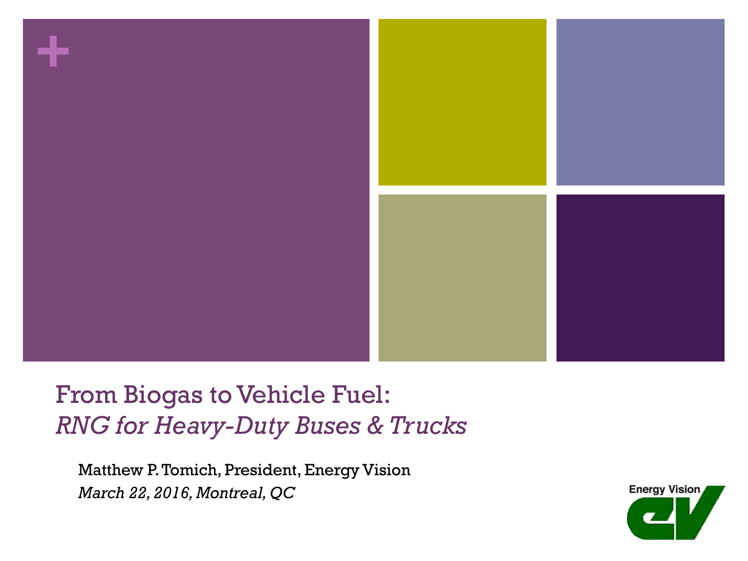# From Biogas to Vehicle Fuel: *RNG for Heavy-Duty Buses & Trucks*

Matthew P. Tomich, President, Energy Vision

*March 22, 2016, Montreal, QC*

Energy Vision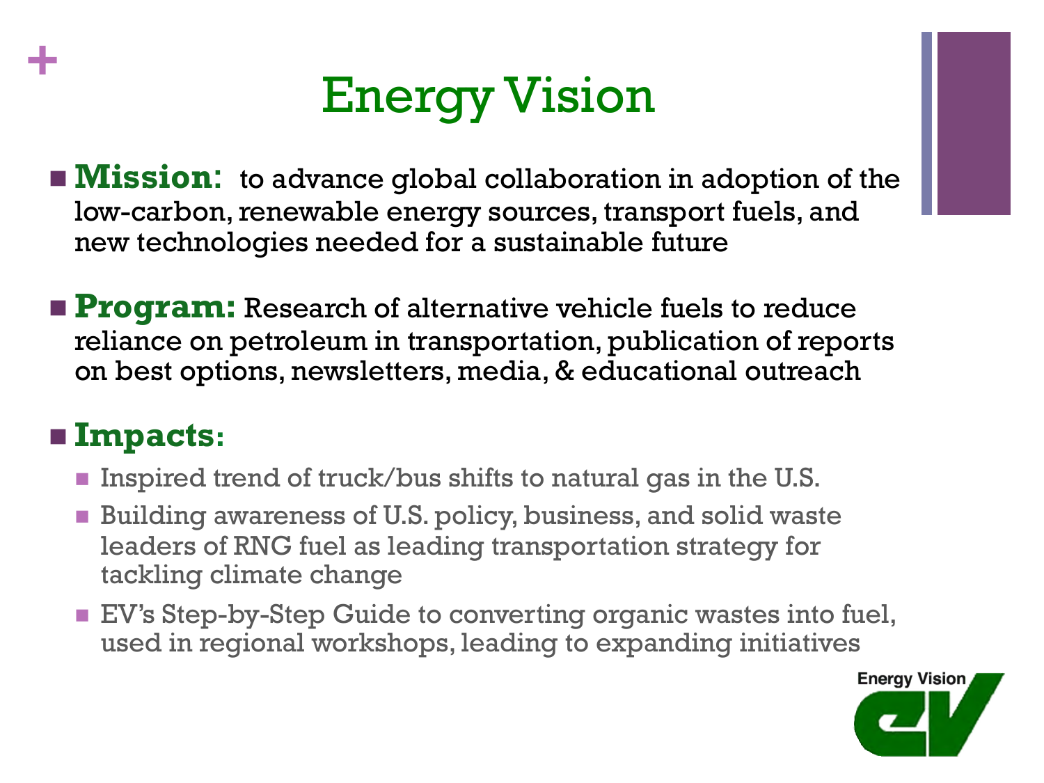# Energy Vision

- **Mission**: to advance global collaboration in adoption of the low-carbon, renewable energy sources, transport fuels, and new technologies needed for a sustainable future

- **Program:** Research of alternative vehicle fuels to reduce reliance on petroleum in transportation, publication of reports on best options, newsletters, media, & educational outreach

- **Impacts**:
  - Inspired trend of truck/bus shifts to natural gas in the U.S.
  - Building awareness of U.S. policy, business, and solid waste leaders of RNG fuel as leading transportation strategy for tackling climate change
  - EV's Step-by-Step Guide to converting organic wastes into fuel, used in regional workshops, leading to expanding initiatives

Energy Vision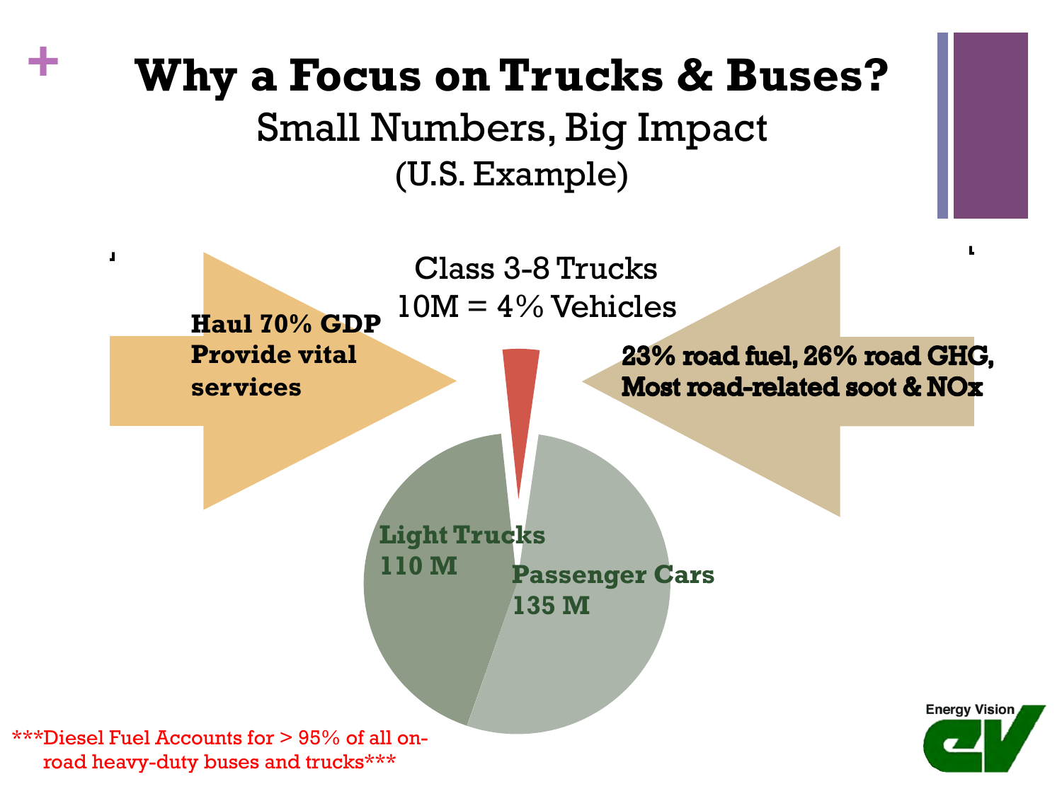# Why a Focus on Trucks & Buses?

## Small Numbers, Big Impact

## (U.S. Example)

Class 3-8 Trucks
10M = 4% Vehicles

**Haul 70% GDP**
**Provide vital services**

**23% road fuel, 26% road GHG,**
**Most road-related soot & NOx**

**Light Trucks**
**110 M**

**Passenger Cars**
**135 M**

***Diesel Fuel Accounts for > 95% of all on-road heavy-duty buses and trucks***

Energy Vision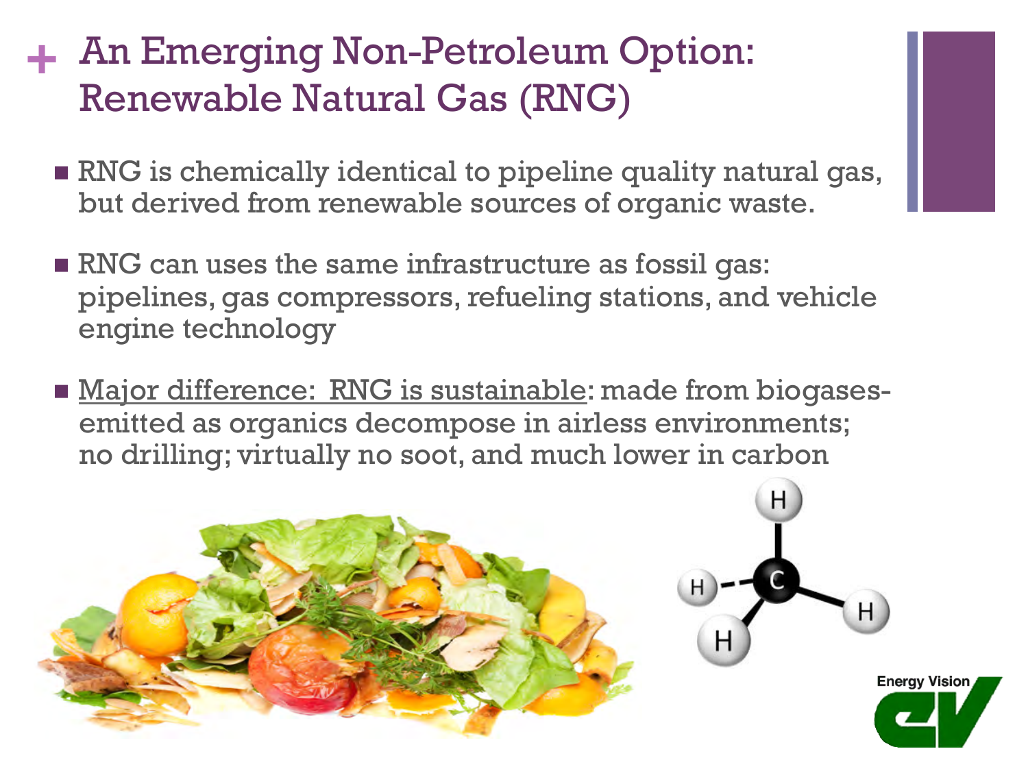# An Emerging Non-Petroleum Option: Renewable Natural Gas (RNG)

- RNG is chemically identical to pipeline quality natural gas, but derived from renewable sources of organic waste.

- RNG can uses the same infrastructure as fossil gas: pipelines, gas compressors, refueling stations, and vehicle engine technology

- Major difference: RNG is sustainable: made from biogases-emitted as organics decompose in airless environments; no drilling; virtually no soot, and much lower in carbon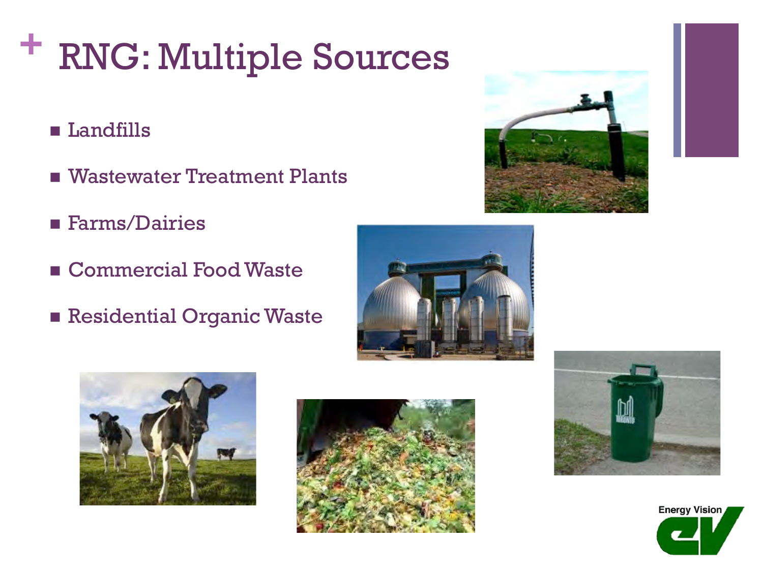# RNG: Multiple Sources

- Landfills
- Wastewater Treatment Plants
- Farms/Dairies
- Commercial Food Waste
- Residential Organic Waste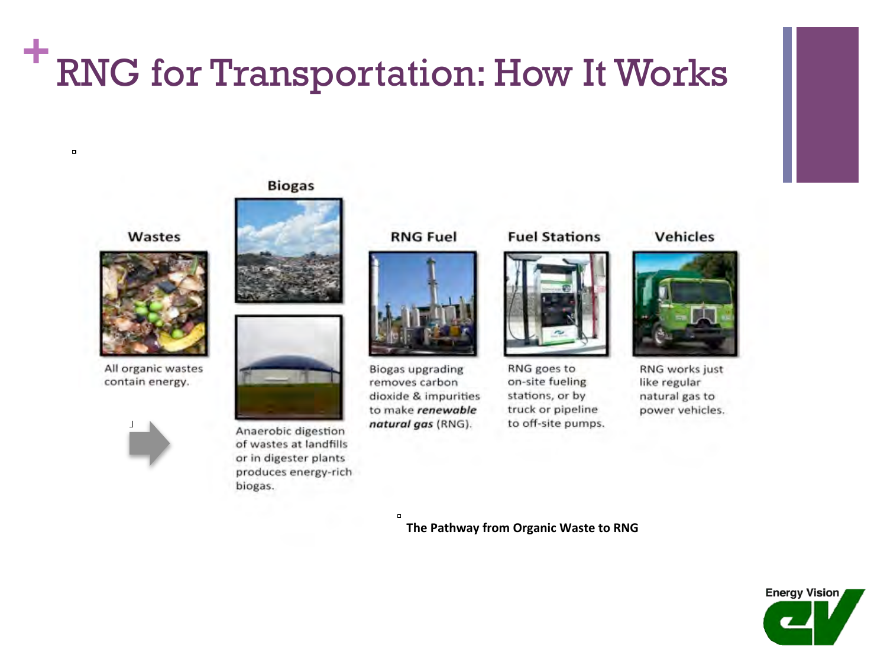# RNG for Transportation: How It Works

**Wastes**

All organic wastes contain energy.

**Biogas**

Anaerobic digestion of wastes at landfills or in digester plants produces energy-rich biogas.

**RNG Fuel**

Biogas upgrading removes carbon dioxide & impurities to make ***renewable natural gas*** (RNG).

**Fuel Stations**

RNG goes to on-site fueling stations, or by truck or pipeline to off-site pumps.

**Vehicles**

RNG works just like regular natural gas to power vehicles.

**The Pathway from Organic Waste to RNG**

Energy Vision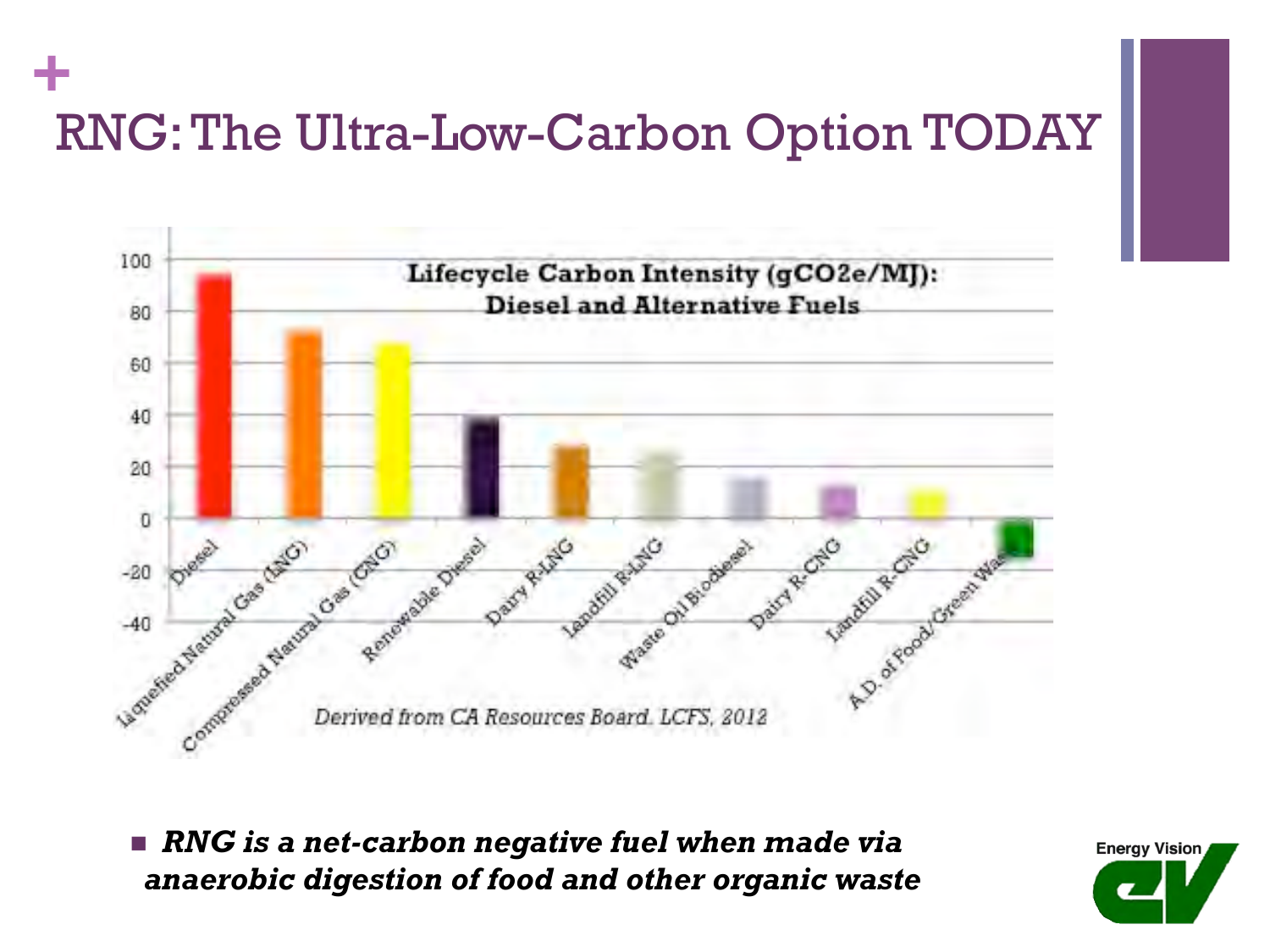# RNG: The Ultra-Low-Carbon Option TODAY

Lifecycle Carbon Intensity (gCO2e/MJ):
Diesel and Alternative Fuels

100
80
60
40
20
0
-20
-40

Diesel
Liquefied Natural Gas (LNG)
Compressed Natural Gas (CNG)
Renewable Diesel
Dairy R-LNG
Landfill R-LNG
Waste Oil Biodiesel
Dairy R-CNG
Landfill R-CNG
A.D. of Food/Green Waste

*Derived from CA Resources Board. LCFS, 2012*

- ***RNG is a net-carbon negative fuel when made via anaerobic digestion of food and other organic waste***

Energy Vision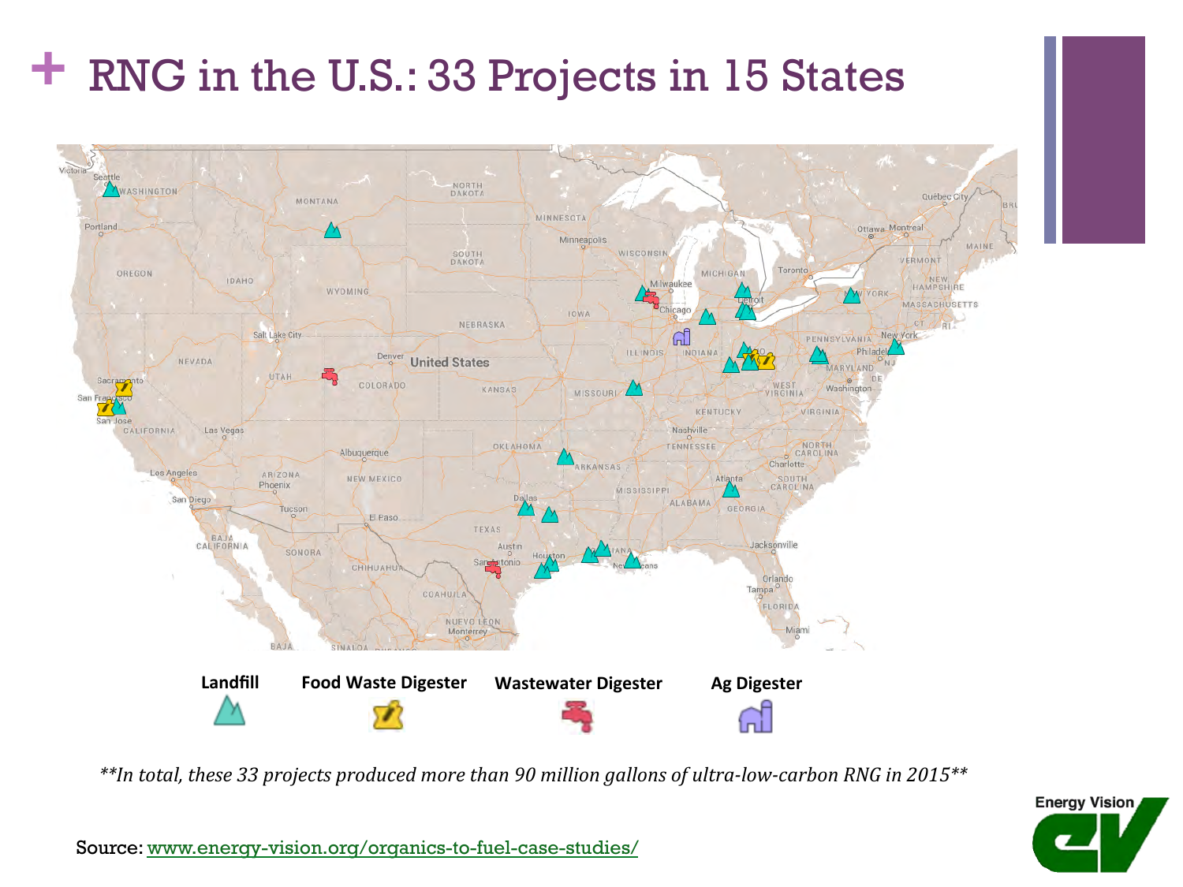# RNG in the U.S.: 33 Projects in 15 States

Landfill

Food Waste Digester

Wastewater Digester

Ag Digester

*\*\*In total, these 33 projects produced more than 90 million gallons of ultra-low-carbon RNG in 2015\*\**

Source: [www.energy-vision.org/organics-to-fuel-case-studies/](http://www.energy-vision.org/organics-to-fuel-case-studies/)

Energy Vision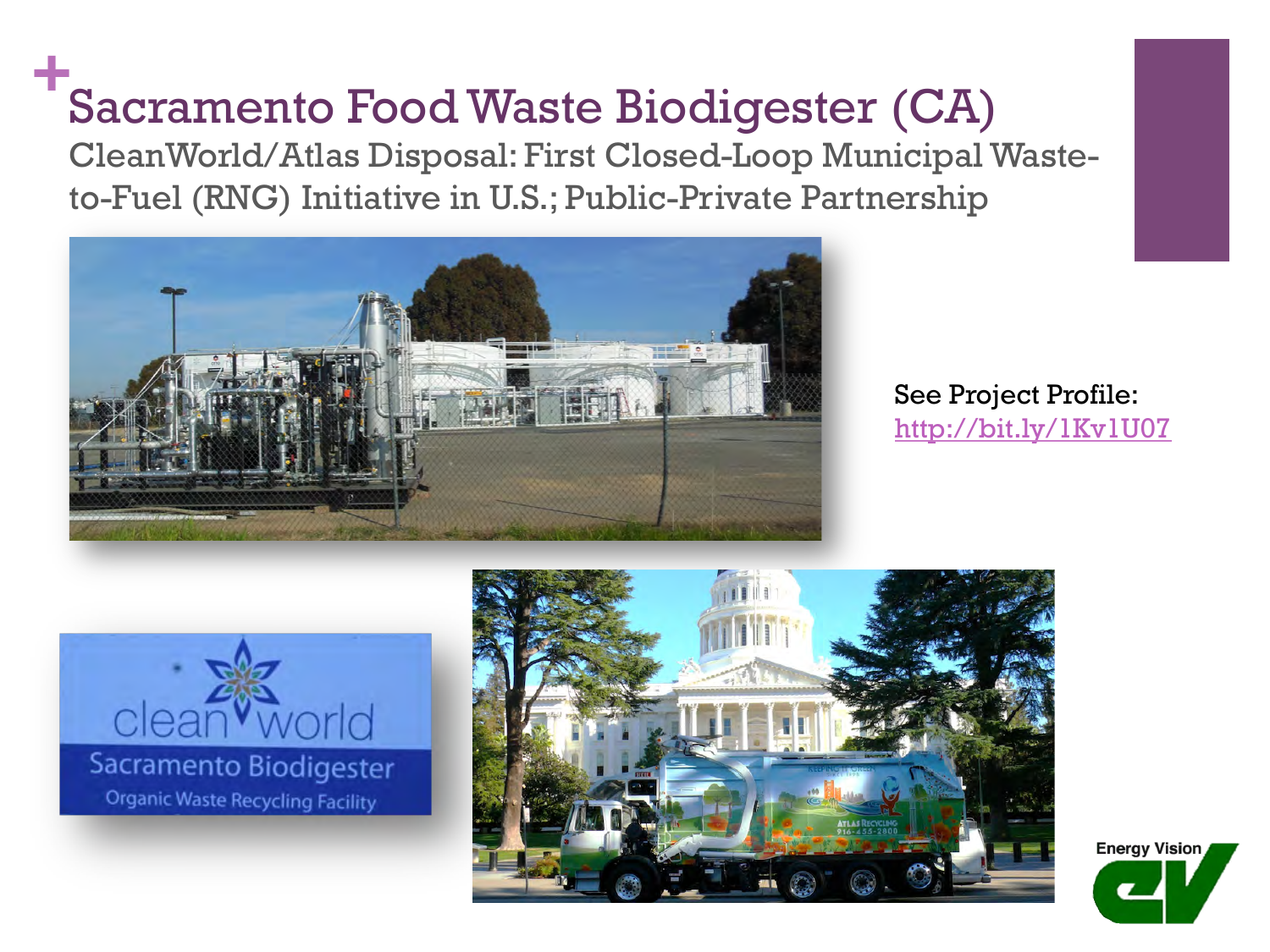# Sacramento Food Waste Biodigester (CA)

CleanWorld/Atlas Disposal: First Closed-Loop Municipal Waste-to-Fuel (RNG) Initiative in U.S.; Public-Private Partnership

See Project Profile: http://bit.ly/1Kv1U07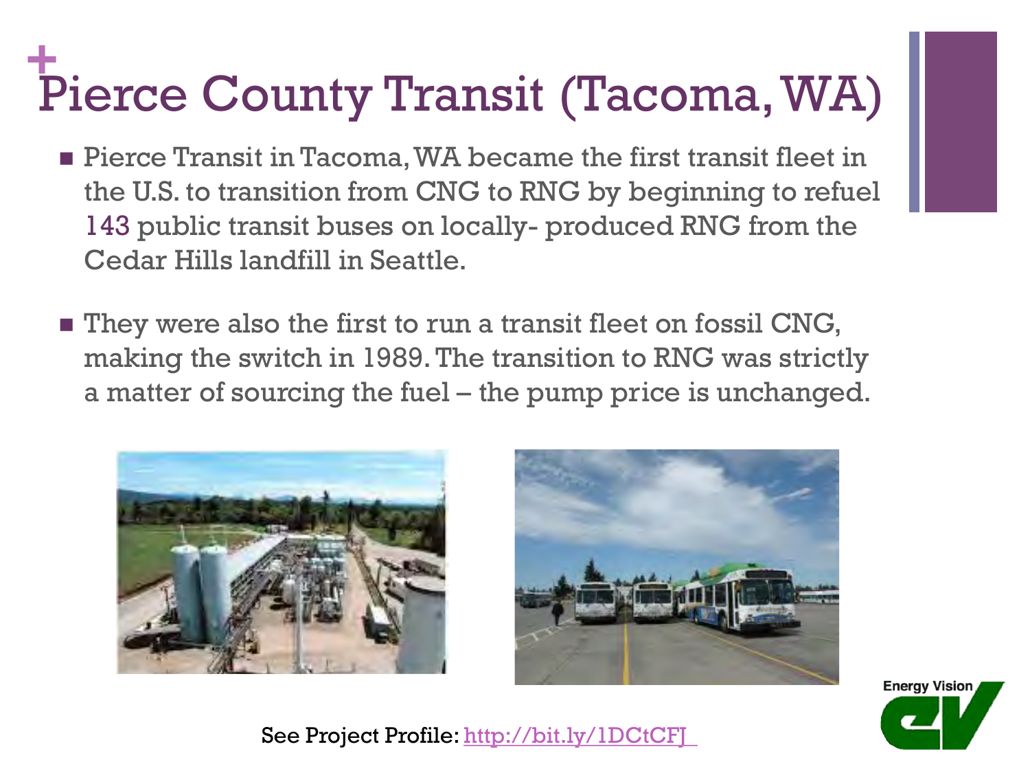# Pierce County Transit (Tacoma, WA)

- Pierce Transit in Tacoma, WA became the first transit fleet in the U.S. to transition from CNG to RNG by beginning to refuel 143 public transit buses on locally- produced RNG from the Cedar Hills landfill in Seattle.

- They were also the first to run a transit fleet on fossil CNG, making the switch in 1989. The transition to RNG was strictly a matter of sourcing the fuel – the pump price is unchanged.

See Project Profile: http://bit.ly/1DCtCFJ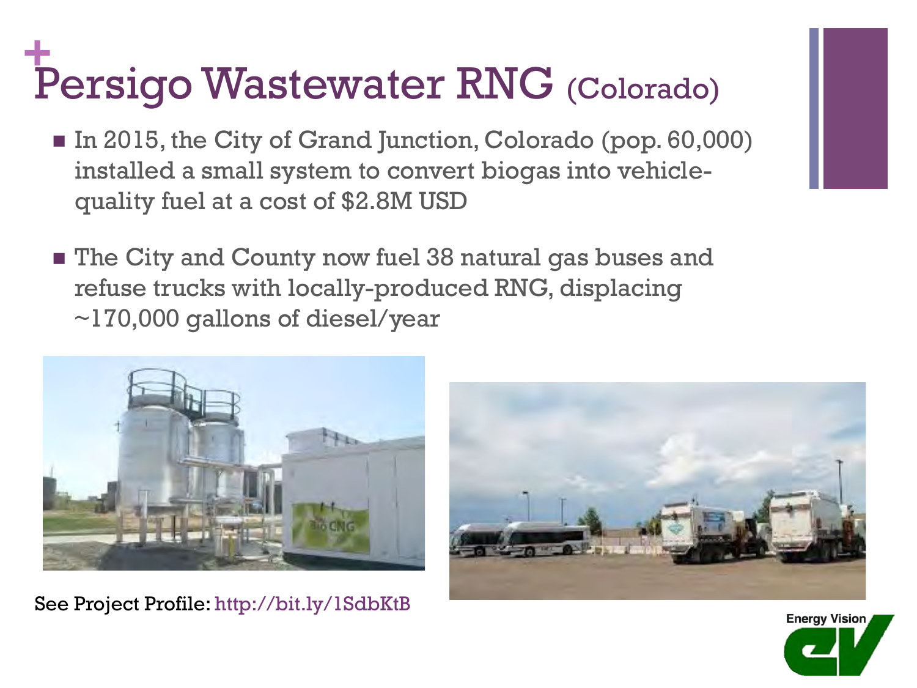# Persigo Wastewater RNG (Colorado)

- In 2015, the City of Grand Junction, Colorado (pop. 60,000) installed a small system to convert biogas into vehicle-quality fuel at a cost of $2.8M USD
- The City and County now fuel 38 natural gas buses and refuse trucks with locally-produced RNG, displacing ~170,000 gallons of diesel/year

See Project Profile: http://bit.ly/1SdbKtB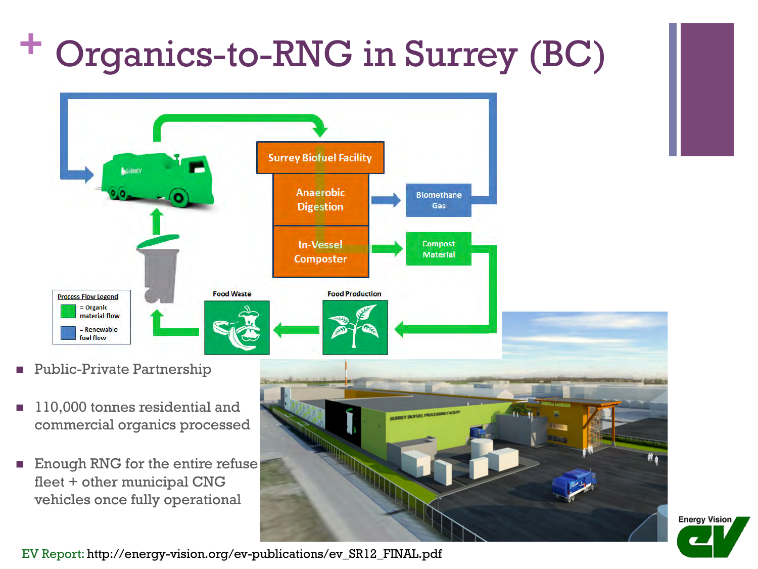# Organics-to-RNG in Surrey (BC)

Surrey Biofuel Facility

Anaerobic Digestion

In-Vessel Composter

Biomethane Gas

Compost Material

Food Waste

Food Production

Process Flow Legend

= Organic material flow

= Renewable fuel flow

- Public-Private Partnership
- 110,000 tonnes residential and commercial organics processed
- Enough RNG for the entire refuse fleet + other municipal CNG vehicles once fully operational

EV Report: http://energy-vision.org/ev-publications/ev_SR12_FINAL.pdf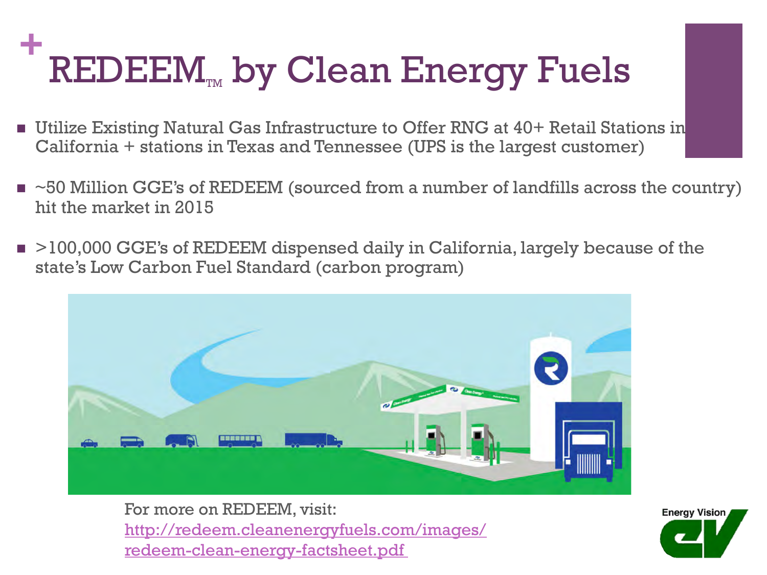# REDEEM™ by Clean Energy Fuels

- Utilize Existing Natural Gas Infrastructure to Offer RNG at 40+ Retail Stations in California + stations in Texas and Tennessee (UPS is the largest customer)
- ~50 Million GGE's of REDEEM (sourced from a number of landfills across the country) hit the market in 2015
- >100,000 GGE's of REDEEM dispensed daily in California, largely because of the state's Low Carbon Fuel Standard (carbon program)

For more on REDEEM, visit: [http://redeem.cleanenergyfuels.com/images/redeem-clean-energy-factsheet.pdf](http://redeem.cleanenergyfuels.com/images/redeem-clean-energy-factsheet.pdf)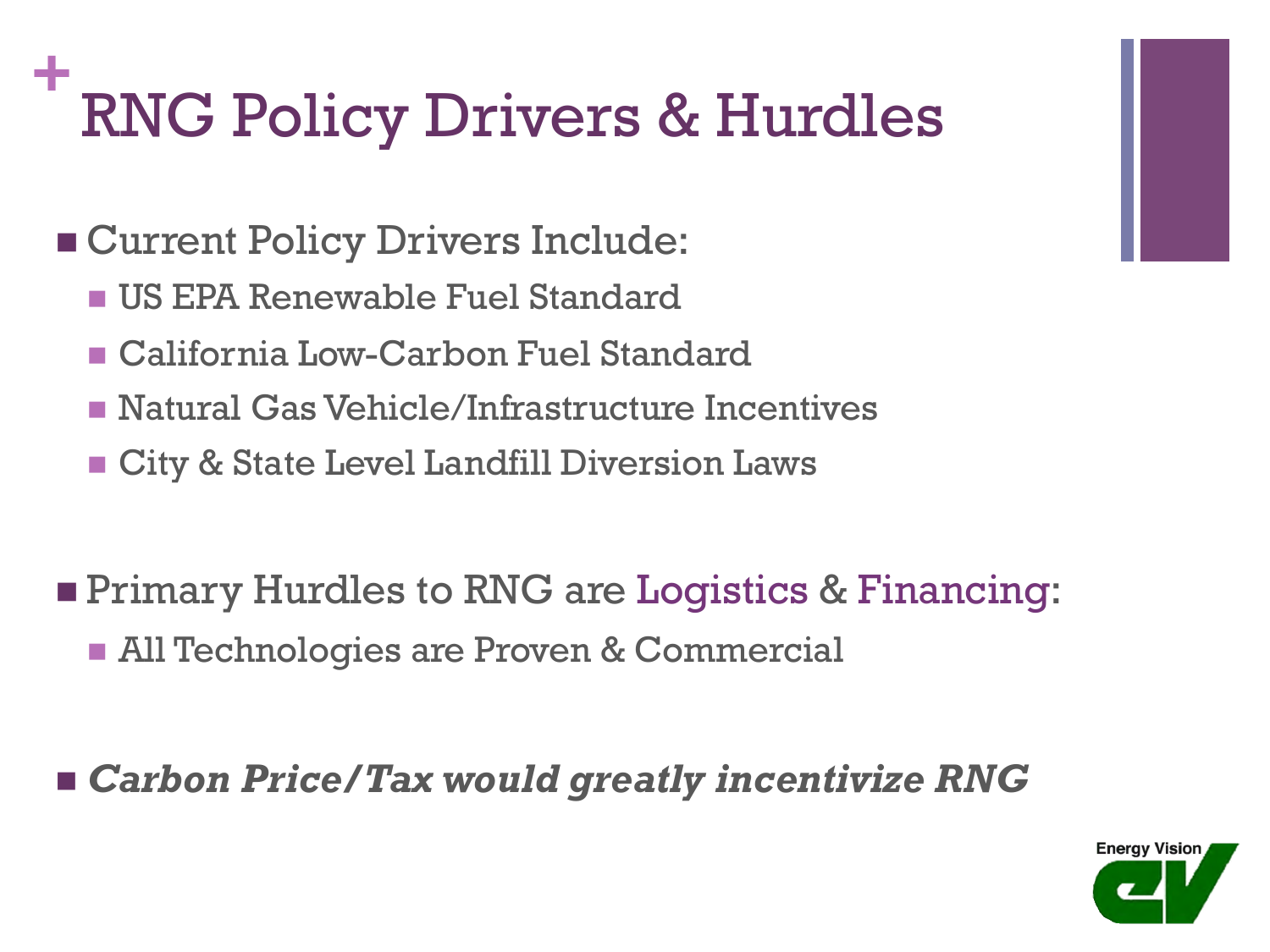# RNG Policy Drivers & Hurdles

- Current Policy Drivers Include:
  - US EPA Renewable Fuel Standard
  - California Low-Carbon Fuel Standard
  - Natural Gas Vehicle/Infrastructure Incentives
  - City & State Level Landfill Diversion Laws

- Primary Hurdles to RNG are Logistics & Financing:
  - All Technologies are Proven & Commercial

- ***Carbon Price/Tax would greatly incentivize RNG***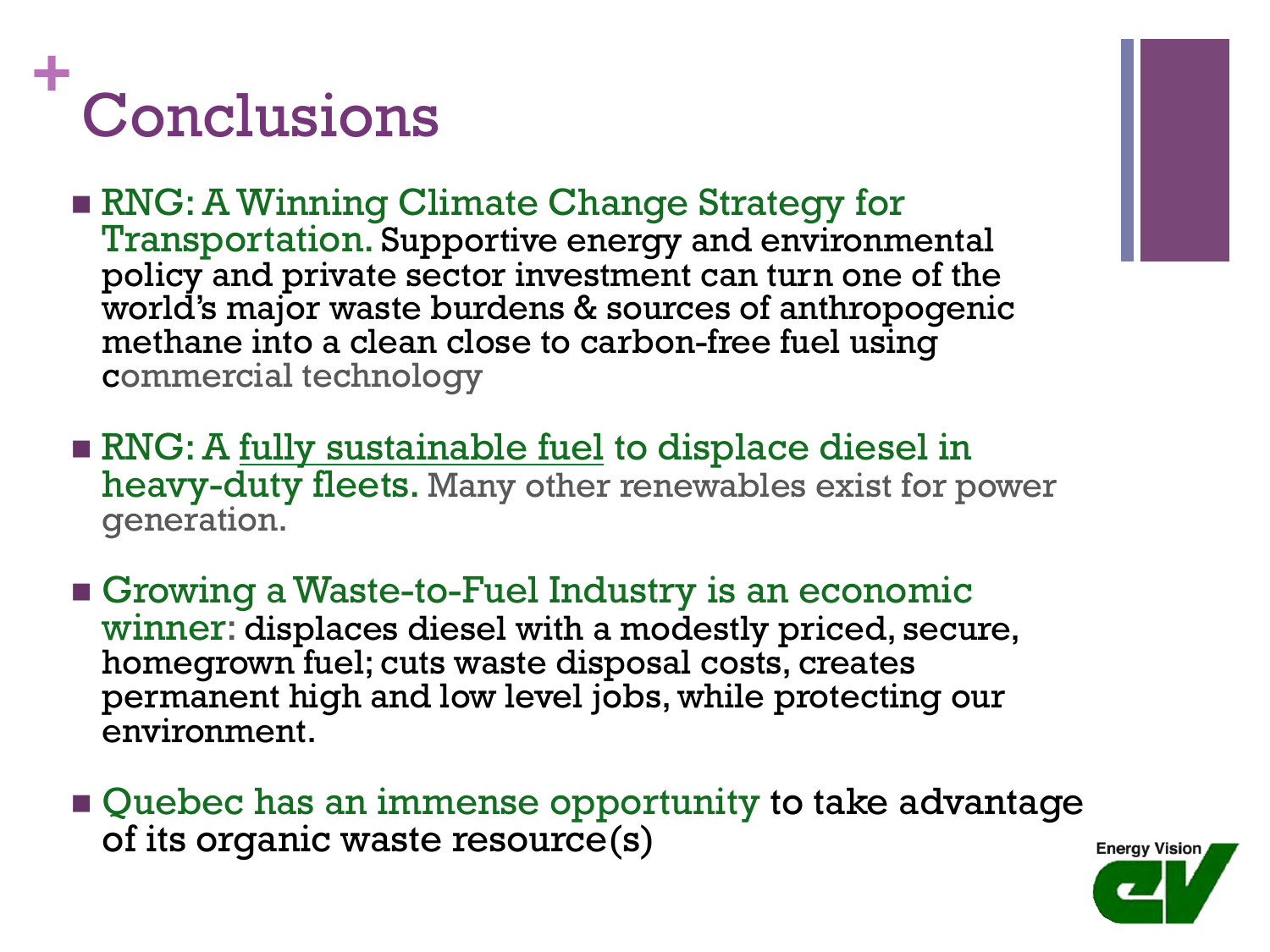# Conclusions

- RNG: A Winning Climate Change Strategy for Transportation. Supportive energy and environmental policy and private sector investment can turn one of the world's major waste burdens & sources of anthropogenic methane into a clean close to carbon-free fuel using commercial technology

- RNG: A fully sustainable fuel to displace diesel in heavy-duty fleets. Many other renewables exist for power generation.

- Growing a Waste-to-Fuel Industry is an economic winner: displaces diesel with a modestly priced, secure, homegrown fuel; cuts waste disposal costs, creates permanent high and low level jobs, while protecting our environment.

- Quebec has an immense opportunity to take advantage of its organic waste resource(s)

Energy Vision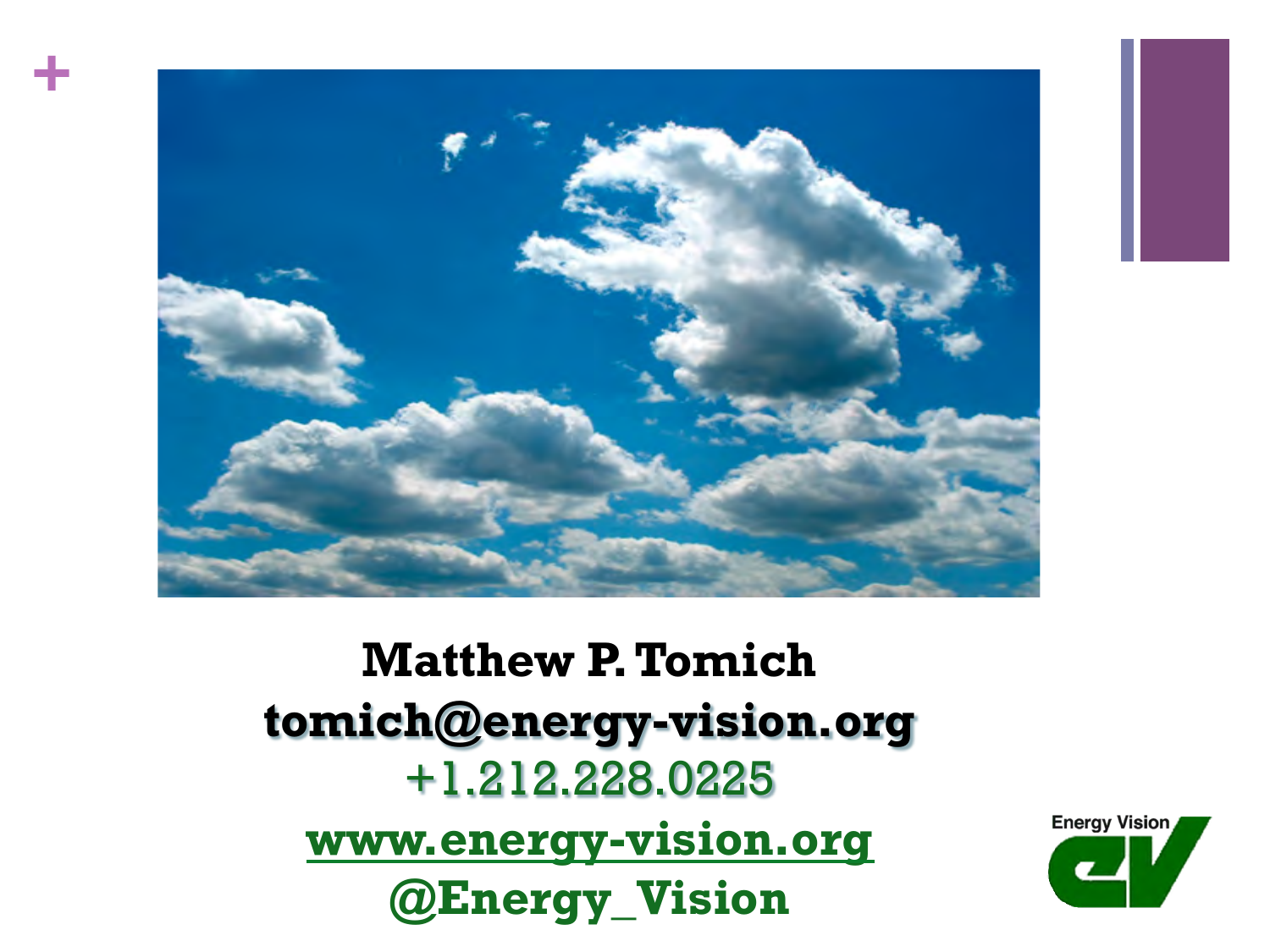**Matthew P. Tomich**

**tomich@energy-vision.org**

+1.212.228.0225

**www.energy-vision.org**

**@Energy_Vision**